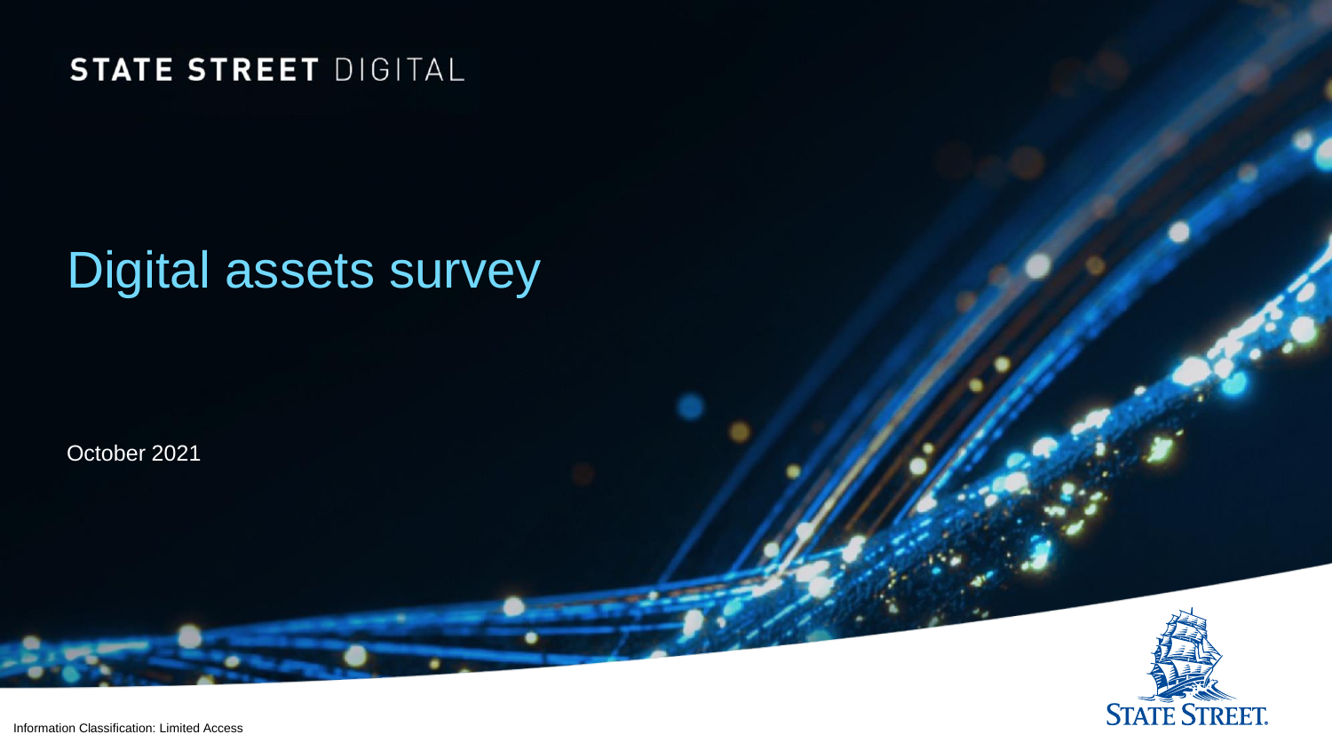STATE STREET DIGITAL

# Digital assets survey

October 2021

Information Classification: Limited Access

STATE STREET.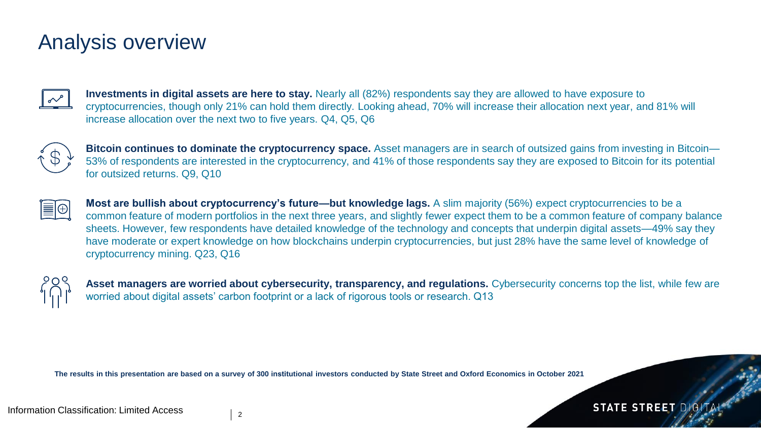# Analysis overview

**Investments in digital assets are here to stay.** Nearly all (82%) respondents say they are allowed to have exposure to cryptocurrencies, though only 21% can hold them directly. Looking ahead, 70% will increase their allocation next year, and 81% will increase allocation over the next two to five years. Q4, Q5, Q6

**Bitcoin continues to dominate the cryptocurrency space.** Asset managers are in search of outsized gains from investing in Bitcoin—53% of respondents are interested in the cryptocurrency, and 41% of those respondents say they are exposed to Bitcoin for its potential for outsized returns. Q9, Q10

**Most are bullish about cryptocurrency's future—but knowledge lags.** A slim majority (56%) expect cryptocurrencies to be a common feature of modern portfolios in the next three years, and slightly fewer expect them to be a common feature of company balance sheets. However, few respondents have detailed knowledge of the technology and concepts that underpin digital assets—49% say they have moderate or expert knowledge on how blockchains underpin cryptocurrencies, but just 28% have the same level of knowledge of cryptocurrency mining. Q23, Q16

**Asset managers are worried about cybersecurity, transparency, and regulations.** Cybersecurity concerns top the list, while few are worried about digital assets' carbon footprint or a lack of rigorous tools or research. Q13

**The results in this presentation are based on a survey of 300 institutional investors conducted by State Street and Oxford Economics in October 2021**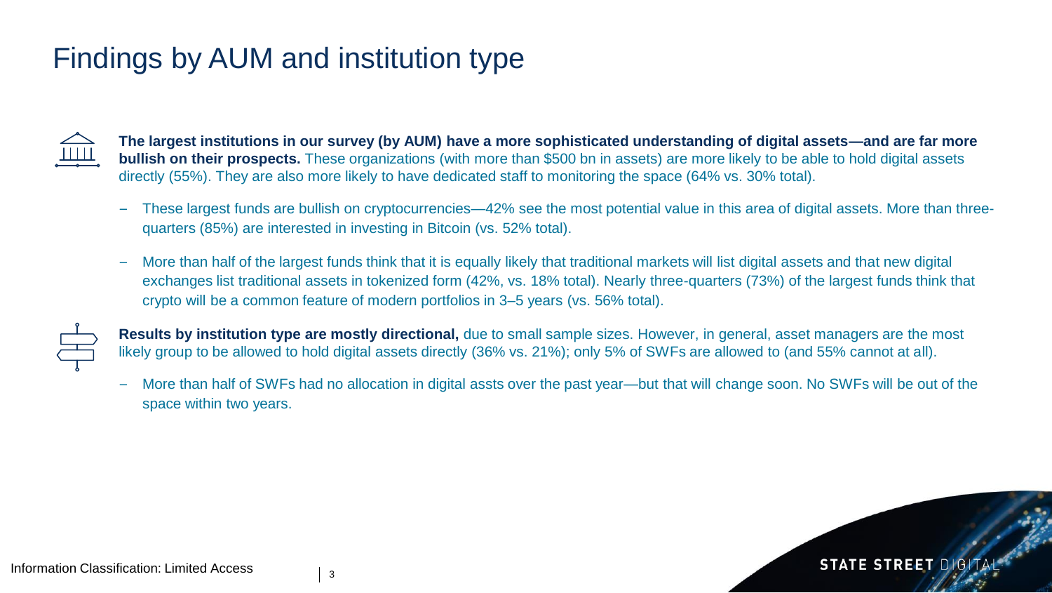# Findings by AUM and institution type

**The largest institutions in our survey (by AUM) have a more sophisticated understanding of digital assets—and are far more bullish on their prospects.** These organizations (with more than $500 bn in assets) are more likely to be able to hold digital assets directly (55%). They are also more likely to have dedicated staff to monitoring the space (64% vs. 30% total).

- These largest funds are bullish on cryptocurrencies—42% see the most potential value in this area of digital assets. More than three-quarters (85%) are interested in investing in Bitcoin (vs. 52% total).
- More than half of the largest funds think that it is equally likely that traditional markets will list digital assets and that new digital exchanges list traditional assets in tokenized form (42%, vs. 18% total). Nearly three-quarters (73%) of the largest funds think that crypto will be a common feature of modern portfolios in 3–5 years (vs. 56% total).

**Results by institution type are mostly directional,** due to small sample sizes. However, in general, asset managers are the most likely group to be allowed to hold digital assets directly (36% vs. 21%); only 5% of SWFs are allowed to (and 55% cannot at all).

- More than half of SWFs had no allocation in digital assts over the past year—but that will change soon. No SWFs will be out of the space within two years.

Information Classification: Limited Access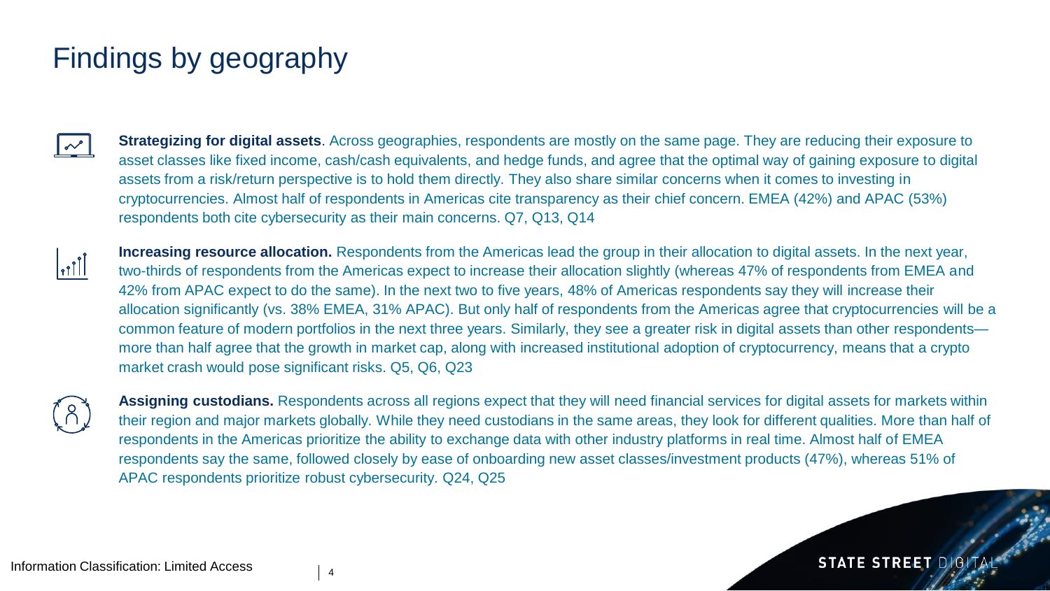# Findings by geography

**Strategizing for digital assets**. Across geographies, respondents are mostly on the same page. They are reducing their exposure to asset classes like fixed income, cash/cash equivalents, and hedge funds, and agree that the optimal way of gaining exposure to digital assets from a risk/return perspective is to hold them directly. They also share similar concerns when it comes to investing in cryptocurrencies. Almost half of respondents in Americas cite transparency as their chief concern. EMEA (42%) and APAC (53%) respondents both cite cybersecurity as their main concerns. Q7, Q13, Q14

**Increasing resource allocation.** Respondents from the Americas lead the group in their allocation to digital assets. In the next year, two-thirds of respondents from the Americas expect to increase their allocation slightly (whereas 47% of respondents from EMEA and 42% from APAC expect to do the same). In the next two to five years, 48% of Americas respondents say they will increase their allocation significantly (vs. 38% EMEA, 31% APAC). But only half of respondents from the Americas agree that cryptocurrencies will be a common feature of modern portfolios in the next three years. Similarly, they see a greater risk in digital assets than other respondents—more than half agree that the growth in market cap, along with increased institutional adoption of cryptocurrency, means that a crypto market crash would pose significant risks. Q5, Q6, Q23

**Assigning custodians.** Respondents across all regions expect that they will need financial services for digital assets for markets within their region and major markets globally. While they need custodians in the same areas, they look for different qualities. More than half of respondents in the Americas prioritize the ability to exchange data with other industry platforms in real time. Almost half of EMEA respondents say the same, followed closely by ease of onboarding new asset classes/investment products (47%), whereas 51% of APAC respondents prioritize robust cybersecurity. Q24, Q25

Information Classification: Limited Access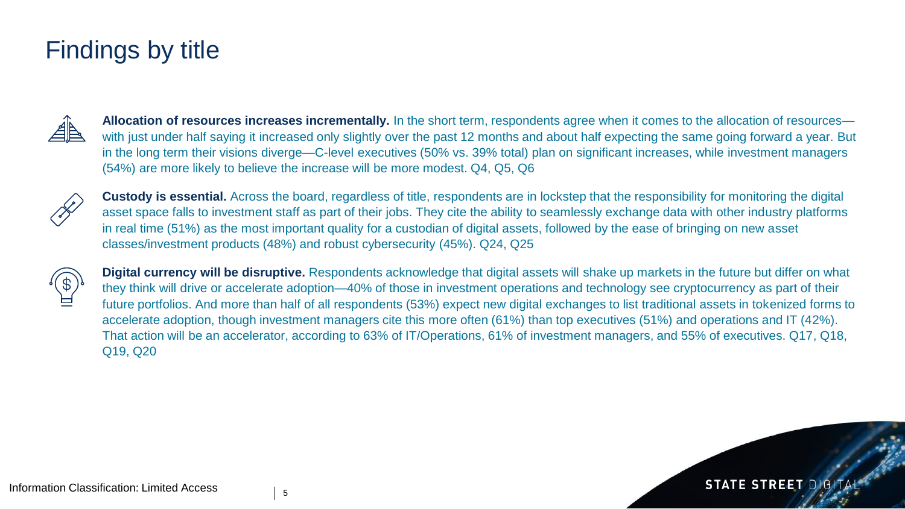# Findings by title

**Allocation of resources increases incrementally.** In the short term, respondents agree when it comes to the allocation of resources—with just under half saying it increased only slightly over the past 12 months and about half expecting the same going forward a year. But in the long term their visions diverge—C-level executives (50% vs. 39% total) plan on significant increases, while investment managers (54%) are more likely to believe the increase will be more modest. Q4, Q5, Q6

**Custody is essential.** Across the board, regardless of title, respondents are in lockstep that the responsibility for monitoring the digital asset space falls to investment staff as part of their jobs. They cite the ability to seamlessly exchange data with other industry platforms in real time (51%) as the most important quality for a custodian of digital assets, followed by the ease of bringing on new asset classes/investment products (48%) and robust cybersecurity (45%). Q24, Q25

**Digital currency will be disruptive.** Respondents acknowledge that digital assets will shake up markets in the future but differ on what they think will drive or accelerate adoption—40% of those in investment operations and technology see cryptocurrency as part of their future portfolios. And more than half of all respondents (53%) expect new digital exchanges to list traditional assets in tokenized forms to accelerate adoption, though investment managers cite this more often (61%) than top executives (51%) and operations and IT (42%). That action will be an accelerator, according to 63% of IT/Operations, 61% of investment managers, and 55% of executives. Q17, Q18, Q19, Q20

Information Classification: Limited Access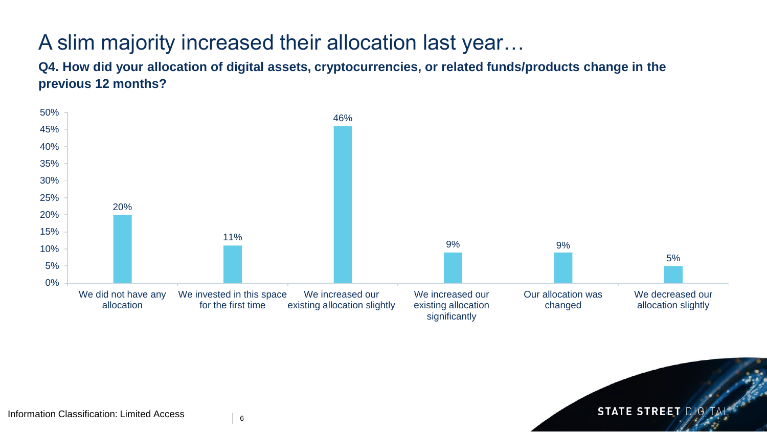# A slim majority increased their allocation last year…

**Q4. How did your allocation of digital assets, cryptocurrencies, or related funds/products change in the previous 12 months?**

| Response | Percentage |
| --- | --- |
| We did not have any allocation | 20% |
| We invested in this space for the first time | 11% |
| We increased our existing allocation slightly | 46% |
| We increased our existing allocation significantly | 9% |
| Our allocation was changed | 9% |
| We decreased our allocation slightly | 5% |

Information Classification: Limited Access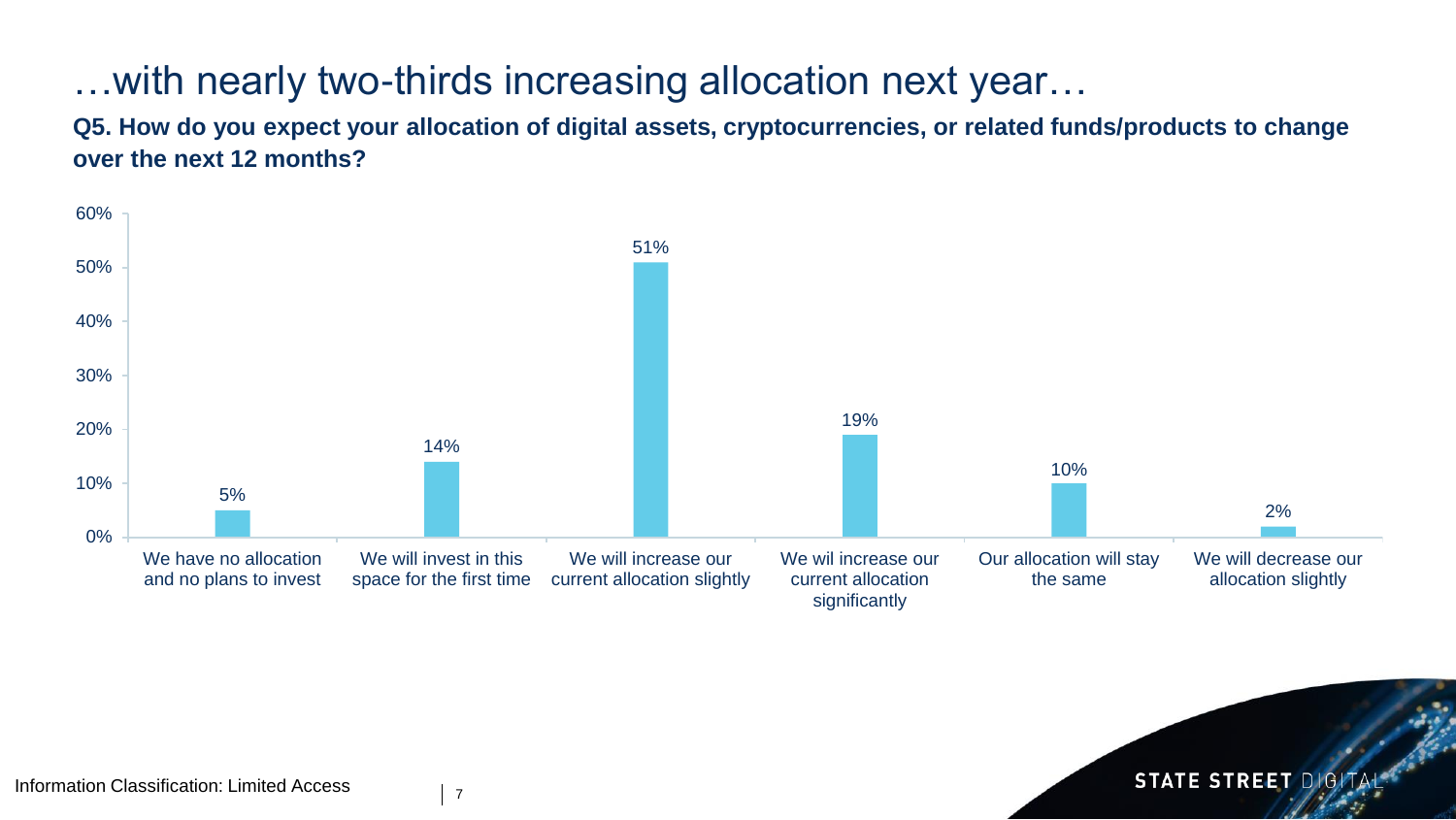# …with nearly two-thirds increasing allocation next year…

**Q5. How do you expect your allocation of digital assets, cryptocurrencies, or related funds/products to change over the next 12 months?**

| Response | Percentage |
| --- | --- |
| We have no allocation and no plans to invest | 5% |
| We will invest in this space for the first time | 14% |
| We will increase our current allocation slightly | 51% |
| We wil increase our current allocation significantly | 19% |
| Our allocation will stay the same | 10% |
| We will decrease our allocation slightly | 2% |

Information Classification: Limited Access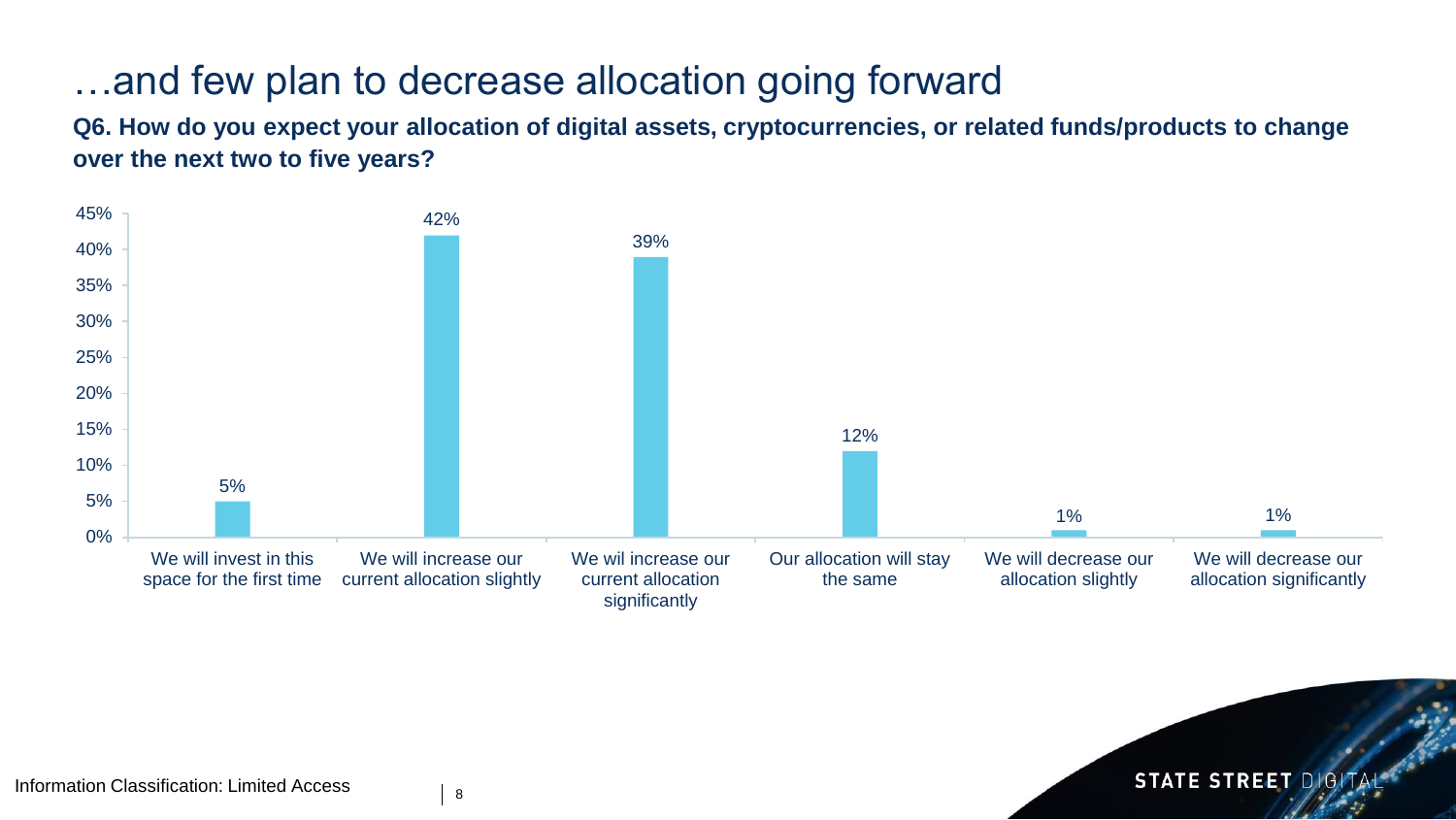# …and few plan to decrease allocation going forward

**Q6. How do you expect your allocation of digital assets, cryptocurrencies, or related funds/products to change over the next two to five years?**

| Response | Percentage |
|---|---|
| We will invest in this space for the first time | 5% |
| We will increase our current allocation slightly | 42% |
| We wil increase our current allocation significantly | 39% |
| Our allocation will stay the same | 12% |
| We will decrease our allocation slightly | 1% |
| We will decrease our allocation significantly | 1% |

Information Classification: Limited Access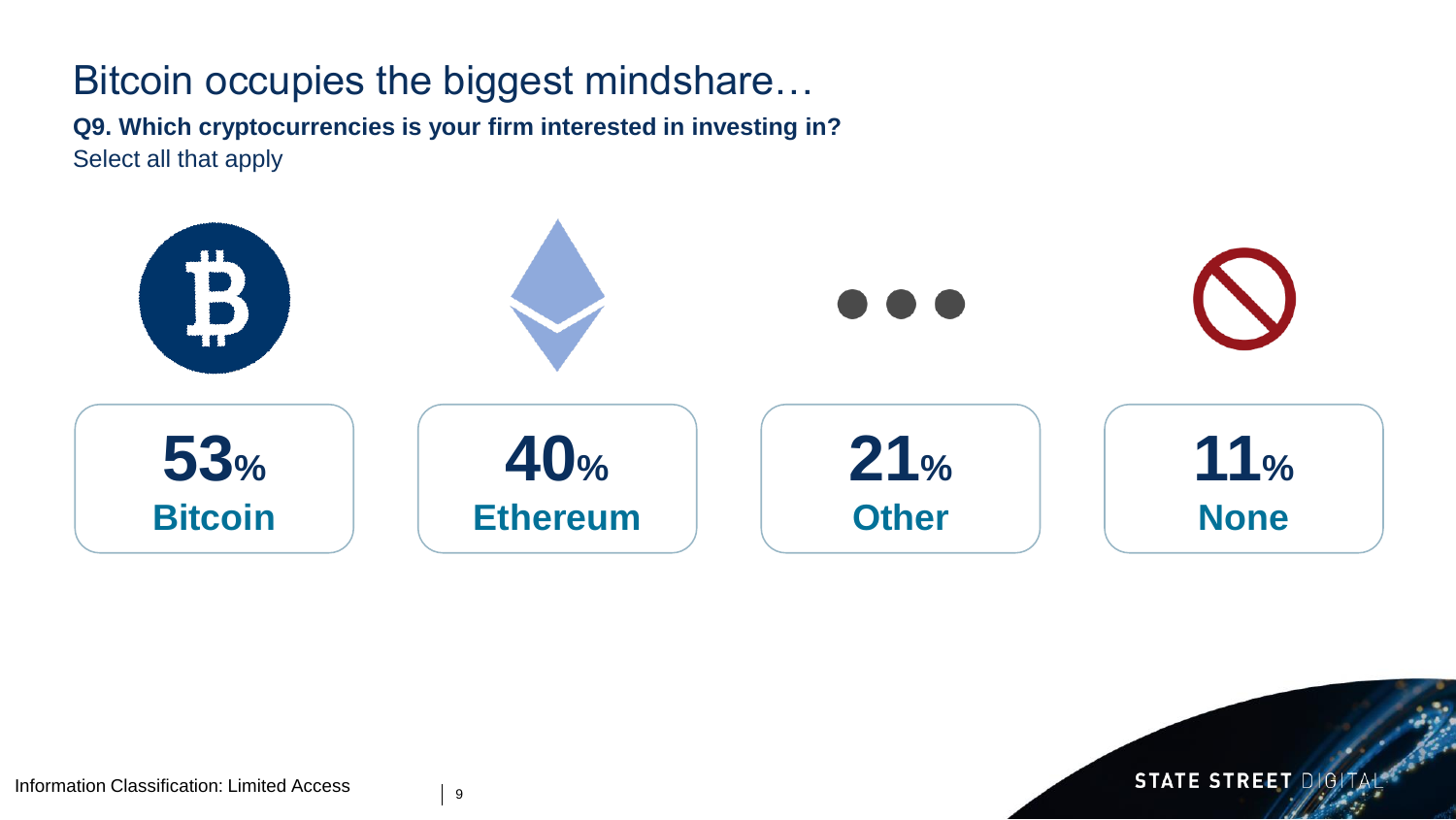# Bitcoin occupies the biggest mindshare…

**Q9. Which cryptocurrencies is your firm interested in investing in?**
Select all that apply

**53%**
**Bitcoin**

**40%**
**Ethereum**

**21%**
**Other**

**11%**
**None**

Information Classification: Limited Access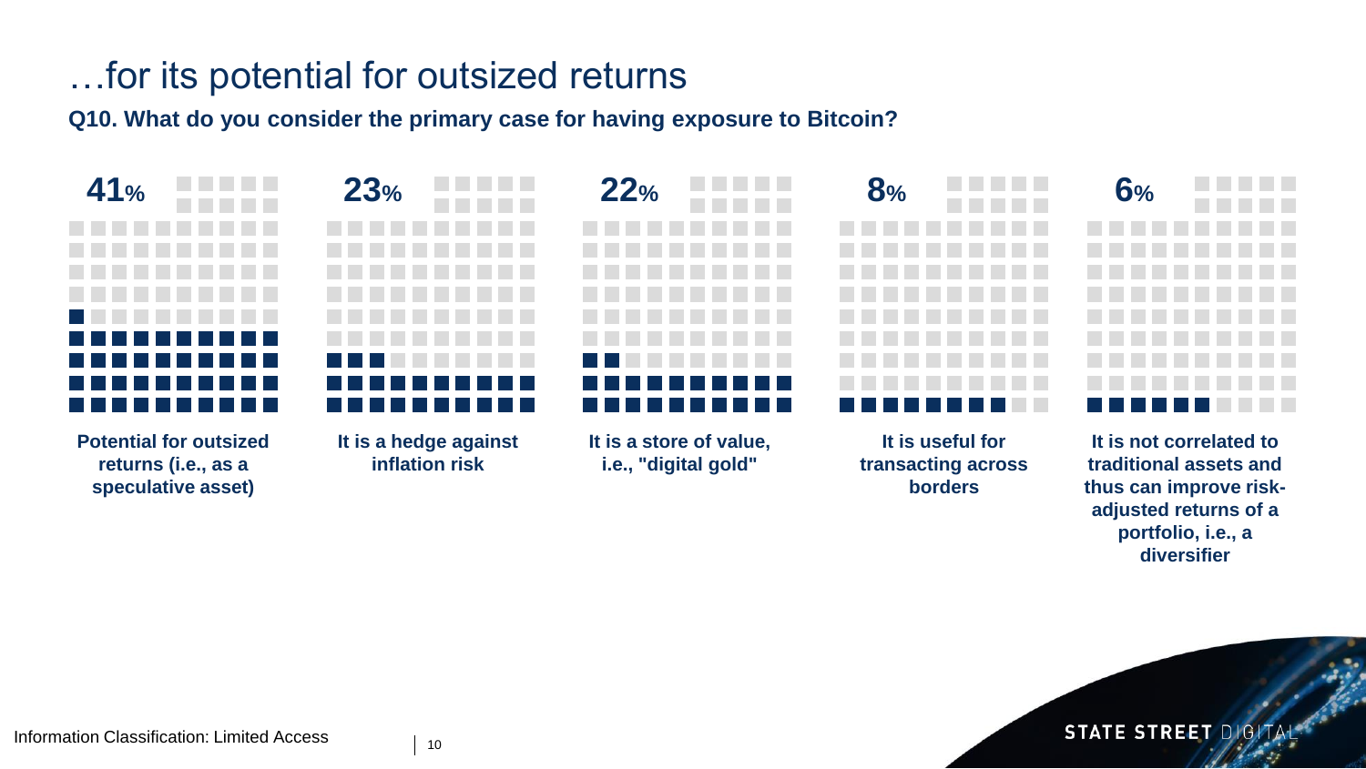# …for its potential for outsized returns

**Q10. What do you consider the primary case for having exposure to Bitcoin?**

| Primary case for exposure to Bitcoin | % |
|---|---|
| Potential for outsized returns (i.e., as a speculative asset) | 41% |
| It is a hedge against inflation risk | 23% |
| It is a store of value, i.e., "digital gold" | 22% |
| It is useful for transacting across borders | 8% |
| It is not correlated to traditional assets and thus can improve risk-adjusted returns of a portfolio, i.e., a diversifier | 6% |

Information Classification: Limited Access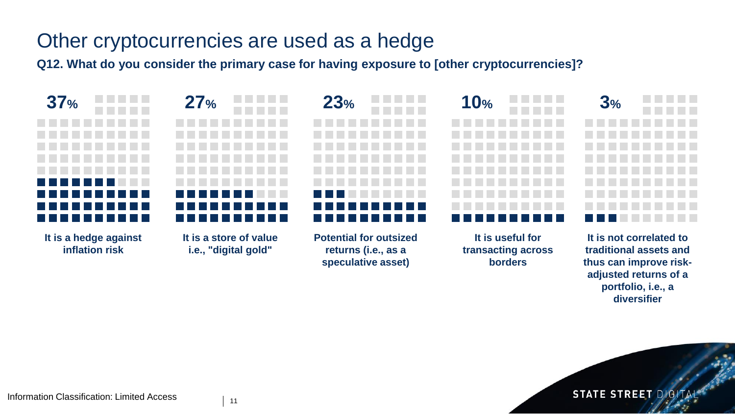# Other cryptocurrencies are used as a hedge

**Q12. What do you consider the primary case for having exposure to [other cryptocurrencies]?**

| Percentage | Response |
|---|---|
| 37% | It is a hedge against inflation risk |
| 27% | It is a store of value i.e., "digital gold" |
| 23% | Potential for outsized returns (i.e., as a speculative asset) |
| 10% | It is useful for transacting across borders |
| 3% | It is not correlated to traditional assets and thus can improve risk-adjusted returns of a portfolio, i.e., a diversifier |

Information Classification: Limited Access

STATE STREET DIGITAL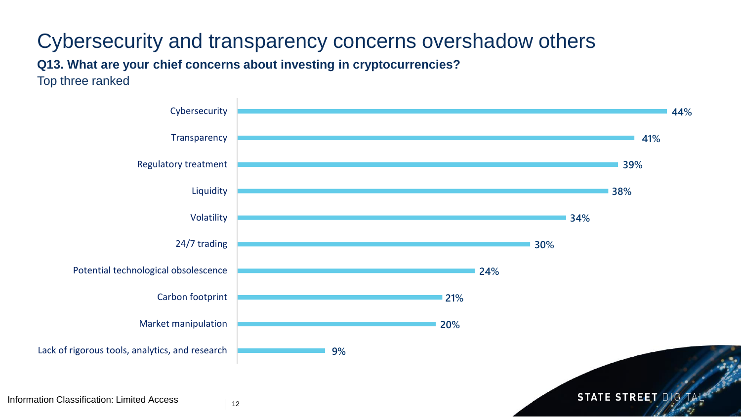# Cybersecurity and transparency concerns overshadow others

**Q13. What are your chief concerns about investing in cryptocurrencies?**

Top three ranked

| Concern | % |
| --- | --- |
| Cybersecurity | 44% |
| Transparency | 41% |
| Regulatory treatment | 39% |
| Liquidity | 38% |
| Volatility | 34% |
| 24/7 trading | 30% |
| Potential technological obsolescence | 24% |
| Carbon footprint | 21% |
| Market manipulation | 20% |
| Lack of rigorous tools, analytics, and research | 9% |

Information Classification: Limited Access

STATE STREET DIGITAL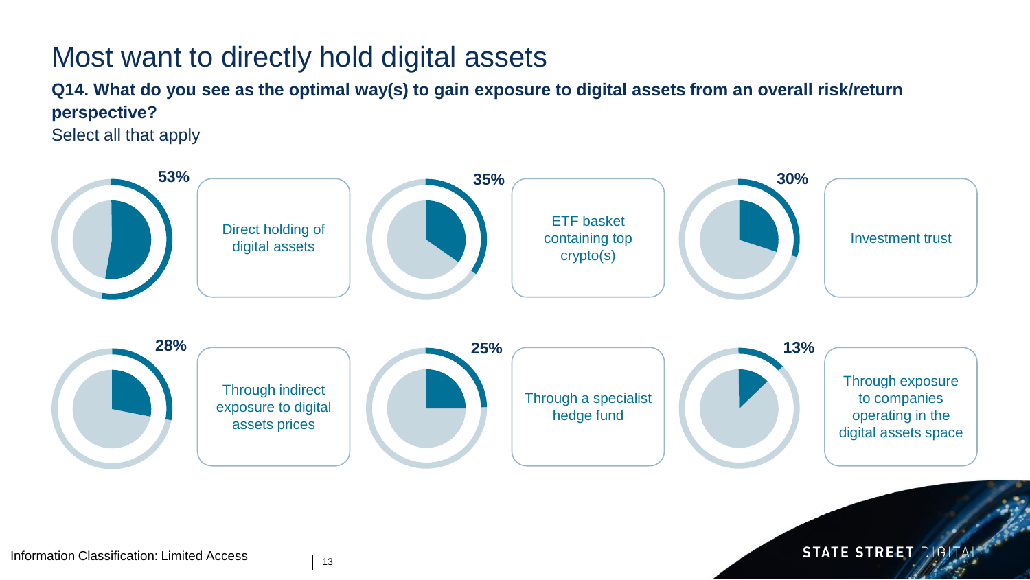# Most want to directly hold digital assets

**Q14. What do you see as the optimal way(s) to gain exposure to digital assets from an overall risk/return perspective?**

Select all that apply

| Option | % |
|---|---|
| Direct holding of digital assets | 53% |
| ETF basket containing top crypto(s) | 35% |
| Investment trust | 30% |
| Through indirect exposure to digital assets prices | 28% |
| Through a specialist hedge fund | 25% |
| Through exposure to companies operating in the digital assets space | 13% |

Information Classification: Limited Access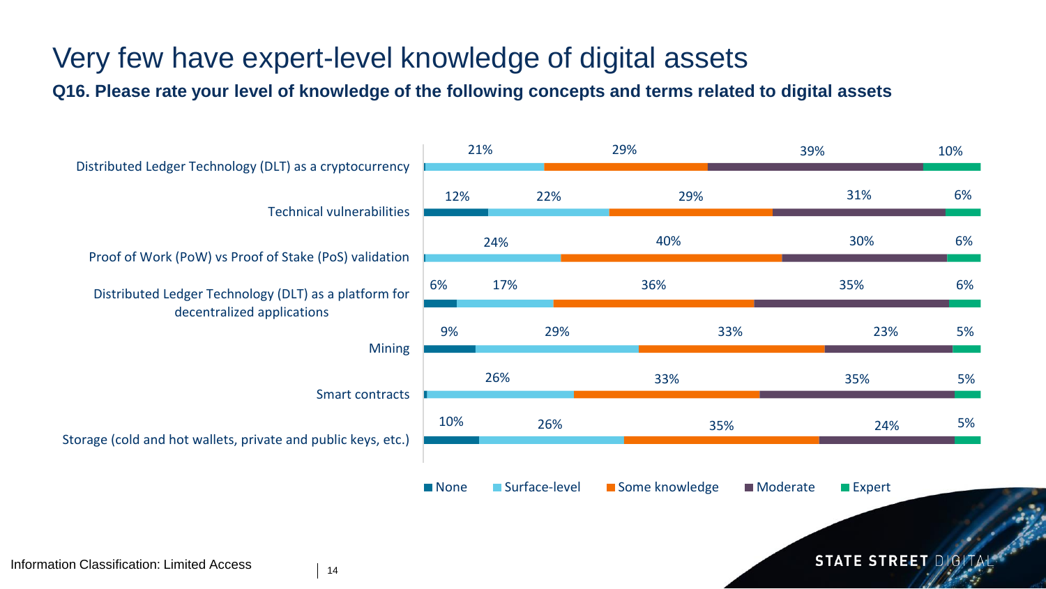# Very few have expert-level knowledge of digital assets

**Q16. Please rate your level of knowledge of the following concepts and terms related to digital assets**

| Concept | None | Surface-level | Some knowledge | Moderate | Expert |
|---|---|---|---|---|---|
| Distributed Ledger Technology (DLT) as a cryptocurrency | | 21% | 29% | 39% | 10% |
| Technical vulnerabilities | 12% | 22% | 29% | 31% | 6% |
| Proof of Work (PoW) vs Proof of Stake (PoS) validation | | 24% | 40% | 30% | 6% |
| Distributed Ledger Technology (DLT) as a platform for decentralized applications | 6% | 17% | 36% | 35% | 6% |
| Mining | 9% | 29% | 33% | 23% | 5% |
| Smart contracts | | 26% | 33% | 35% | 5% |
| Storage (cold and hot wallets, private and public keys, etc.) | 10% | 26% | 35% | 24% | 5% |

Information Classification: Limited Access

STATE STREET DIGITAL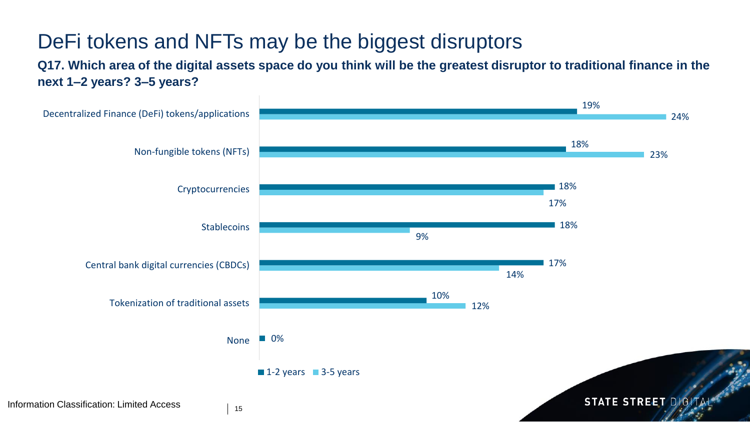# DeFi tokens and NFTs may be the biggest disruptors

**Q17. Which area of the digital assets space do you think will be the greatest disruptor to traditional finance in the next 1–2 years? 3–5 years?**

| | 1-2 years | 3-5 years |
|---|---|---|
| Decentralized Finance (DeFi) tokens/applications | 19% | 24% |
| Non-fungible tokens (NFTs) | 18% | 23% |
| Cryptocurrencies | 18% | 17% |
| Stablecoins | 18% | 9% |
| Central bank digital currencies (CBDCs) | 17% | 14% |
| Tokenization of traditional assets | 10% | 12% |
| None | 0% | |

Information Classification: Limited Access

STATE STREET DIGITAL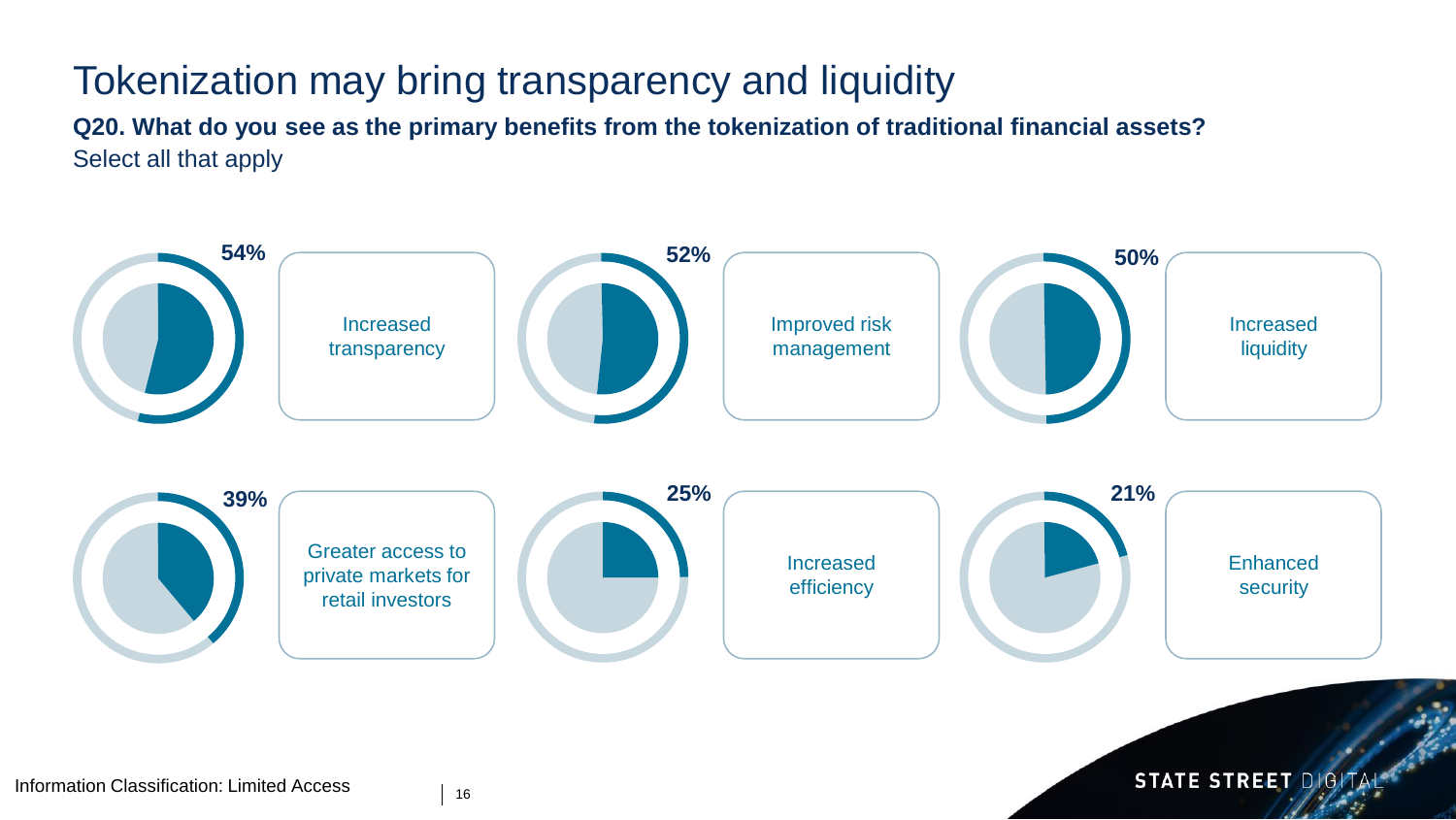# Tokenization may bring transparency and liquidity

**Q20. What do you see as the primary benefits from the tokenization of traditional financial assets?**
Select all that apply

| Benefit | Percentage |
|---|---|
| Increased transparency | 54% |
| Improved risk management | 52% |
| Increased liquidity | 50% |
| Greater access to private markets for retail investors | 39% |
| Increased efficiency | 25% |
| Enhanced security | 21% |

Information Classification: Limited Access

STATE STREET DIGITAL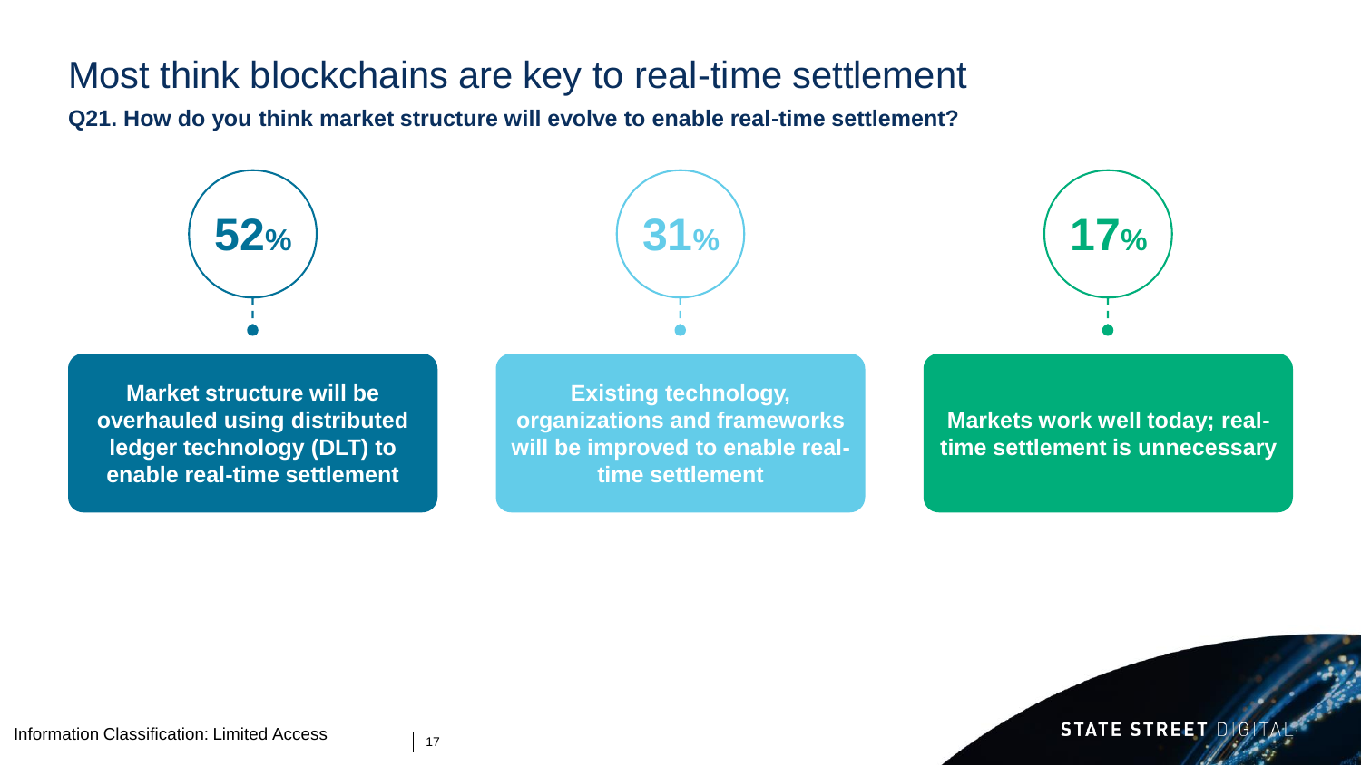# Most think blockchains are key to real-time settlement

**Q21. How do you think market structure will evolve to enable real-time settlement?**

**52%**

**Market structure will be overhauled using distributed ledger technology (DLT) to enable real-time settlement**

**31%**

**Existing technology, organizations and frameworks will be improved to enable real-time settlement**

**17%**

**Markets work well today; real-time settlement is unnecessary**

Information Classification: Limited Access

STATE STREET DIGITAL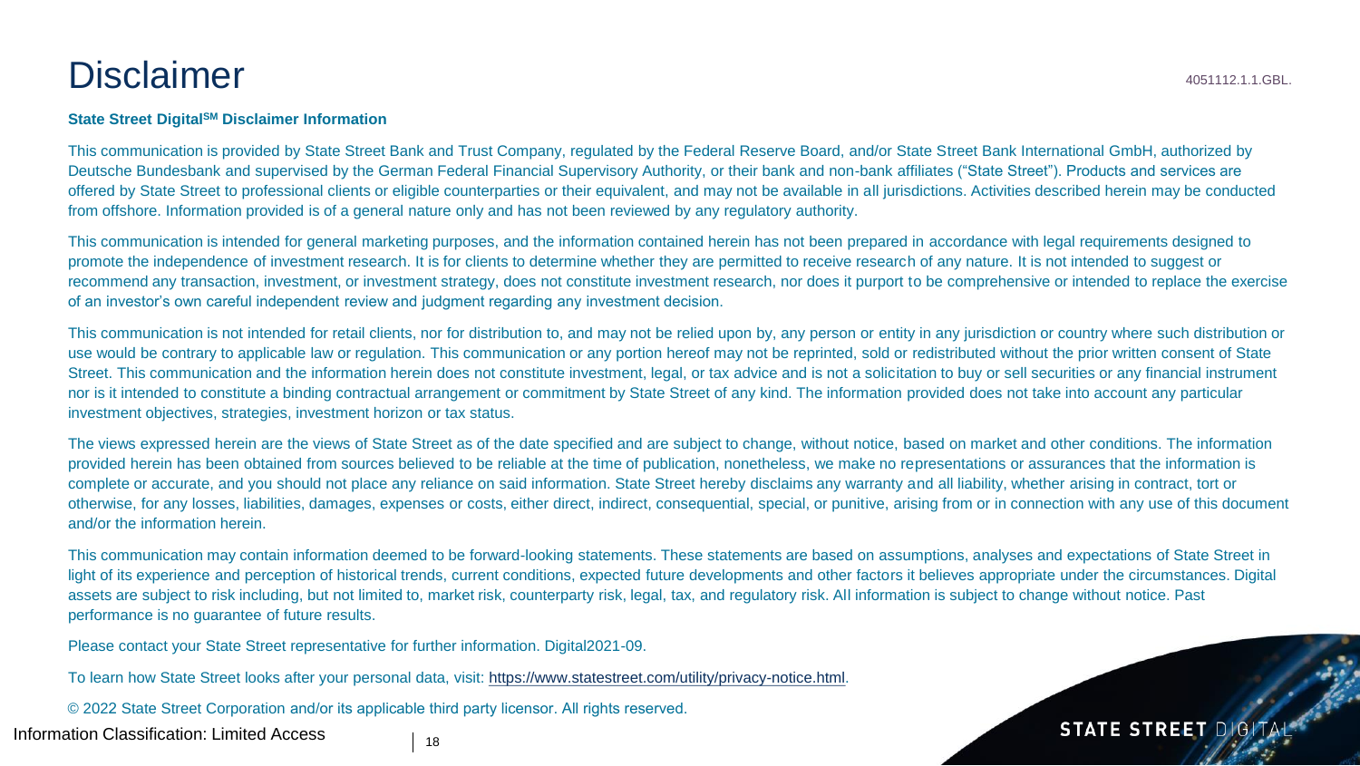# Disclaimer

4051112.1.1.GBL.

**State Street Digital[SM] Disclaimer Information**

This communication is provided by State Street Bank and Trust Company, regulated by the Federal Reserve Board, and/or State Street Bank International GmbH, authorized by Deutsche Bundesbank and supervised by the German Federal Financial Supervisory Authority, or their bank and non-bank affiliates ("State Street"). Products and services are offered by State Street to professional clients or eligible counterparties or their equivalent, and may not be available in all jurisdictions. Activities described herein may be conducted from offshore. Information provided is of a general nature only and has not been reviewed by any regulatory authority.

This communication is intended for general marketing purposes, and the information contained herein has not been prepared in accordance with legal requirements designed to promote the independence of investment research. It is for clients to determine whether they are permitted to receive research of any nature. It is not intended to suggest or recommend any transaction, investment, or investment strategy, does not constitute investment research, nor does it purport to be comprehensive or intended to replace the exercise of an investor's own careful independent review and judgment regarding any investment decision.

This communication is not intended for retail clients, nor for distribution to, and may not be relied upon by, any person or entity in any jurisdiction or country where such distribution or use would be contrary to applicable law or regulation. This communication or any portion hereof may not be reprinted, sold or redistributed without the prior written consent of State Street. This communication and the information herein does not constitute investment, legal, or tax advice and is not a solicitation to buy or sell securities or any financial instrument nor is it intended to constitute a binding contractual arrangement or commitment by State Street of any kind. The information provided does not take into account any particular investment objectives, strategies, investment horizon or tax status.

The views expressed herein are the views of State Street as of the date specified and are subject to change, without notice, based on market and other conditions. The information provided herein has been obtained from sources believed to be reliable at the time of publication, nonetheless, we make no representations or assurances that the information is complete or accurate, and you should not place any reliance on said information. State Street hereby disclaims any warranty and all liability, whether arising in contract, tort or otherwise, for any losses, liabilities, damages, expenses or costs, either direct, indirect, consequential, special, or punitive, arising from or in connection with any use of this document and/or the information herein.

This communication may contain information deemed to be forward-looking statements. These statements are based on assumptions, analyses and expectations of State Street in light of its experience and perception of historical trends, current conditions, expected future developments and other factors it believes appropriate under the circumstances. Digital assets are subject to risk including, but not limited to, market risk, counterparty risk, legal, tax, and regulatory risk. All information is subject to change without notice. Past performance is no guarantee of future results.

Please contact your State Street representative for further information. Digital2021-09.

To learn how State Street looks after your personal data, visit: https://www.statestreet.com/utility/privacy-notice.html.

© 2022 State Street Corporation and/or its applicable third party licensor. All rights reserved.

Information Classification: Limited Access

STATE STREET DIGITAL